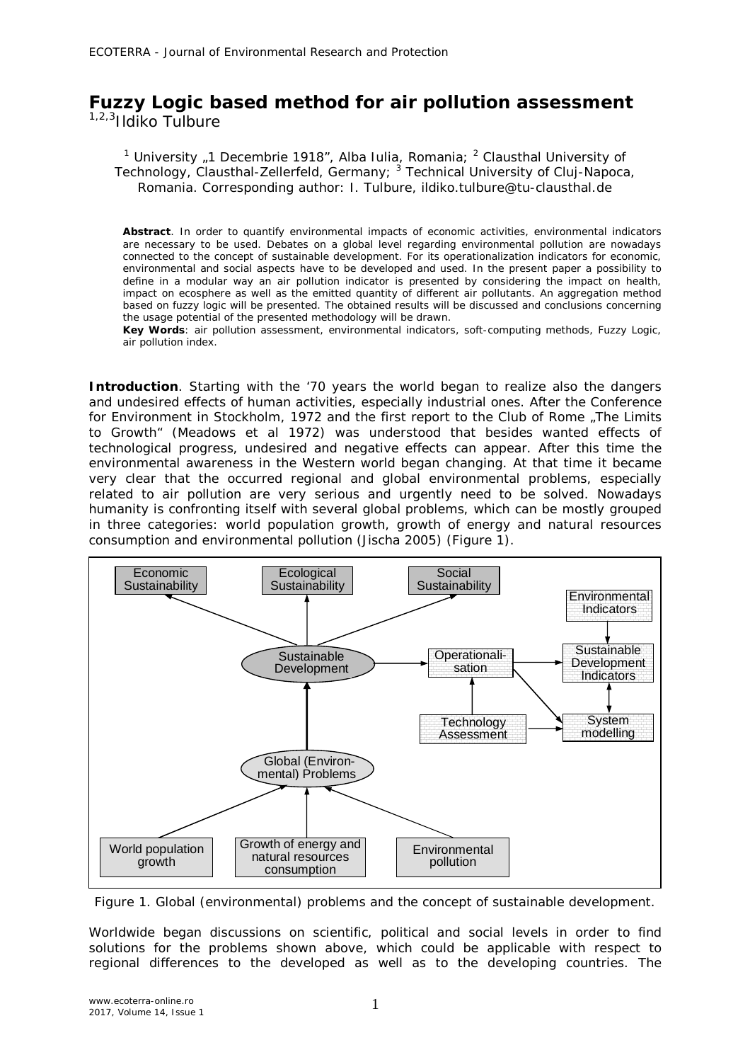# Fuzzy Logic based method for air pollution assessment

[1,2,3]Ildiko Tulbure

[1] University „1 Decembrie 1918", Alba Iulia, Romania; [2] Clausthal University of Technology, Clausthal-Zellerfeld, Germany; [3] Technical University of Cluj-Napoca, Romania. Corresponding author: I. Tulbure, ildiko.tulbure@tu-clausthal.de

**Abstract**. In order to quantify environmental impacts of economic activities, environmental indicators are necessary to be used. Debates on a global level regarding environmental pollution are nowadays connected to the concept of sustainable development. For its operationalization indicators for economic, environmental and social aspects have to be developed and used. In the present paper a possibility to define in a modular way an air pollution indicator is presented by considering the impact on health, impact on ecosphere as well as the emitted quantity of different air pollutants. An aggregation method based on fuzzy logic will be presented. The obtained results will be discussed and conclusions concerning the usage potential of the presented methodology will be drawn.

**Key Words**: air pollution assessment, environmental indicators, soft-computing methods, Fuzzy Logic, air pollution index.

**Introduction**. Starting with the '70 years the world began to realize also the dangers and undesired effects of human activities, especially industrial ones. After the Conference for Environment in Stockholm, 1972 and the first report to the Club of Rome „The Limits to Growth" (Meadows et al 1972) was understood that besides wanted effects of technological progress, undesired and negative effects can appear. After this time the environmental awareness in the Western world began changing. At that time it became very clear that the occurred regional and global environmental problems, especially related to air pollution are very serious and urgently need to be solved. Nowadays humanity is confronting itself with several global problems, which can be mostly grouped in three categories: world population growth, growth of energy and natural resources consumption and environmental pollution (Jischa 2005) (Figure 1).

Figure 1. Global (environmental) problems and the concept of sustainable development.

Worldwide began discussions on scientific, political and social levels in order to find solutions for the problems shown above, which could be applicable with respect to regional differences to the developed as well as to the developing countries. The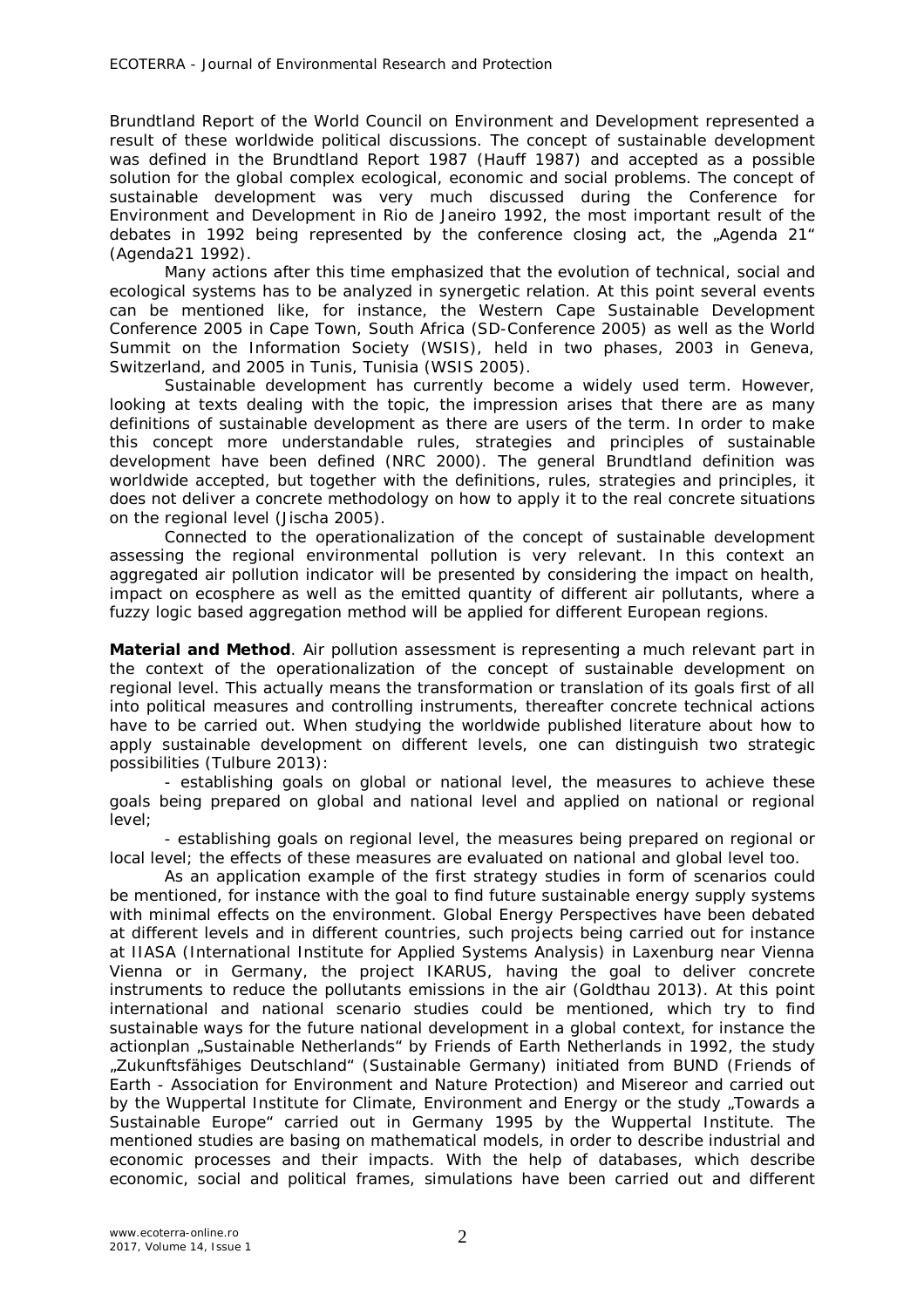Brundtland Report of the World Council on Environment and Development represented a result of these worldwide political discussions. The concept of sustainable development was defined in the Brundtland Report 1987 (Hauff 1987) and accepted as a possible solution for the global complex ecological, economic and social problems. The concept of sustainable development was very much discussed during the Conference for Environment and Development in Rio de Janeiro 1992, the most important result of the debates in 1992 being represented by the conference closing act, the „Agenda 21" (Agenda21 1992).

Many actions after this time emphasized that the evolution of technical, social and ecological systems has to be analyzed in synergetic relation. At this point several events can be mentioned like, for instance, the Western Cape Sustainable Development Conference 2005 in Cape Town, South Africa (SD-Conference 2005) as well as the World Summit on the Information Society (WSIS), held in two phases, 2003 in Geneva, Switzerland, and 2005 in Tunis, Tunisia (WSIS 2005).

Sustainable development has currently become a widely used term. However, looking at texts dealing with the topic, the impression arises that there are as many definitions of sustainable development as there are users of the term. In order to make this concept more understandable rules, strategies and principles of sustainable development have been defined (NRC 2000). The general Brundtland definition was worldwide accepted, but together with the definitions, rules, strategies and principles, it does not deliver a concrete methodology on how to apply it to the real concrete situations on the regional level (Jischa 2005).

Connected to the operationalization of the concept of sustainable development assessing the regional environmental pollution is very relevant. In this context an aggregated air pollution indicator will be presented by considering the impact on health, impact on ecosphere as well as the emitted quantity of different air pollutants, where a fuzzy logic based aggregation method will be applied for different European regions.

**Material and Method**. Air pollution assessment is representing a much relevant part in the context of the operationalization of the concept of sustainable development on regional level. This actually means the transformation or translation of its goals first of all into political measures and controlling instruments, thereafter concrete technical actions have to be carried out. When studying the worldwide published literature about how to apply sustainable development on different levels, one can distinguish two strategic possibilities (Tulbure 2013):

- establishing goals on global or national level, the measures to achieve these goals being prepared on global and national level and applied on national or regional level;

- establishing goals on regional level, the measures being prepared on regional or local level; the effects of these measures are evaluated on national and global level too.

As an application example of the first strategy studies in form of scenarios could be mentioned, for instance with the goal to find future sustainable energy supply systems with minimal effects on the environment. Global Energy Perspectives have been debated at different levels and in different countries, such projects being carried out for instance at IIASA (International Institute for Applied Systems Analysis) in Laxenburg near Vienna Vienna or in Germany, the project IKARUS, having the goal to deliver concrete instruments to reduce the pollutants emissions in the air (Goldthau 2013). At this point international and national scenario studies could be mentioned, which try to find sustainable ways for the future national development in a global context, for instance the actionplan „Sustainable Netherlands" by Friends of Earth Netherlands in 1992, the study „Zukunftsfähiges Deutschland" (Sustainable Germany) initiated from BUND (Friends of Earth - Association for Environment and Nature Protection) and Misereor and carried out by the Wuppertal Institute for Climate, Environment and Energy or the study „Towards a Sustainable Europe" carried out in Germany 1995 by the Wuppertal Institute. The mentioned studies are basing on mathematical models, in order to describe industrial and economic processes and their impacts. With the help of databases, which describe economic, social and political frames, simulations have been carried out and different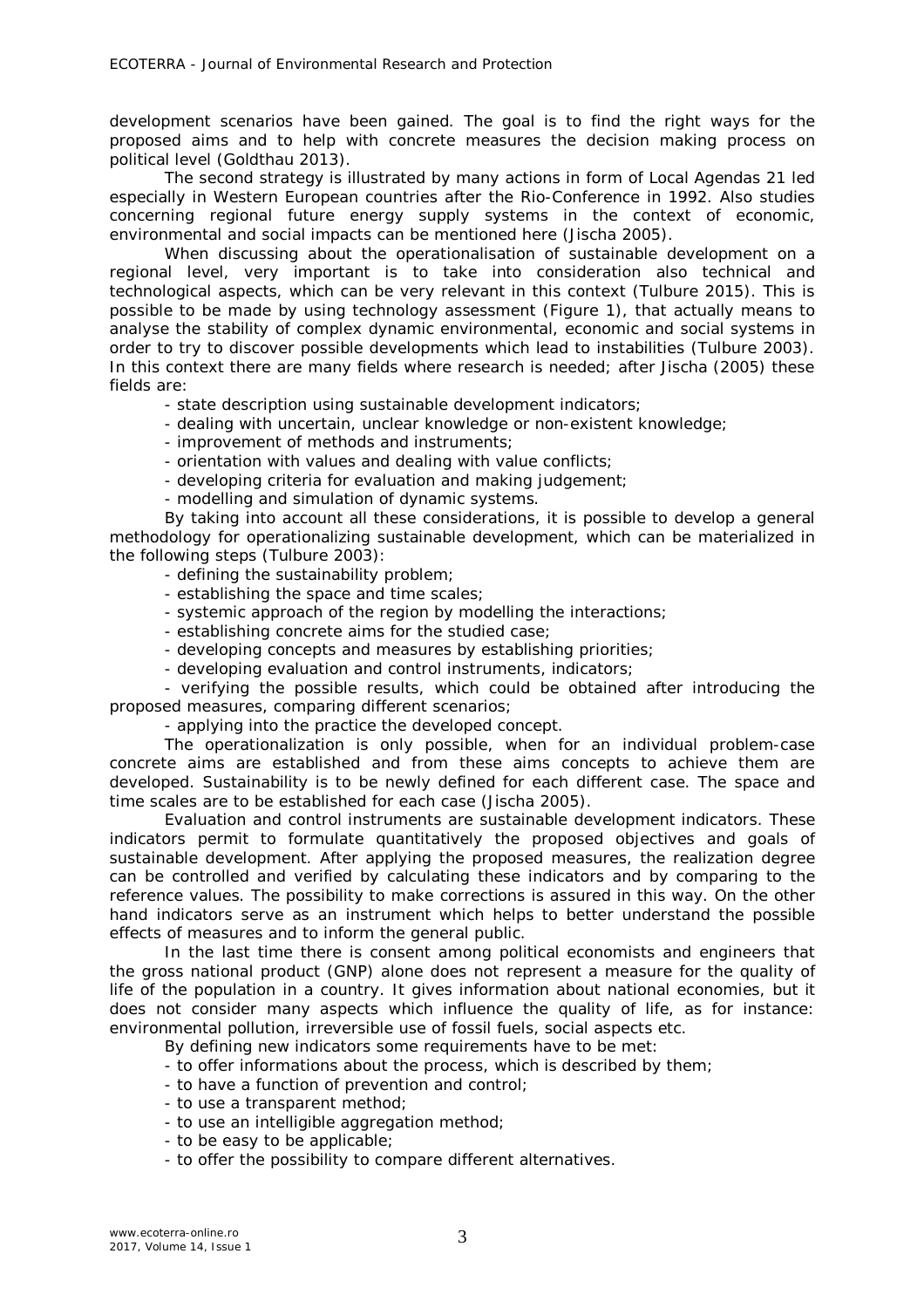development scenarios have been gained. The goal is to find the right ways for the proposed aims and to help with concrete measures the decision making process on political level (Goldthau 2013).

The second strategy is illustrated by many actions in form of Local Agendas 21 led especially in Western European countries after the Rio-Conference in 1992. Also studies concerning regional future energy supply systems in the context of economic, environmental and social impacts can be mentioned here (Jischa 2005).

When discussing about the operationalisation of sustainable development on a regional level, very important is to take into consideration also technical and technological aspects, which can be very relevant in this context (Tulbure 2015). This is possible to be made by using technology assessment (Figure 1), that actually means to analyse the stability of complex dynamic environmental, economic and social systems in order to try to discover possible developments which lead to instabilities (Tulbure 2003). In this context there are many fields where research is needed; after Jischa (2005) these fields are:

- state description using sustainable development indicators;
- dealing with uncertain, unclear knowledge or non-existent knowledge;
- improvement of methods and instruments;
- orientation with values and dealing with value conflicts;
- developing criteria for evaluation and making judgement;
- modelling and simulation of dynamic systems.

By taking into account all these considerations, it is possible to develop a general methodology for operationalizing sustainable development, which can be materialized in the following steps (Tulbure 2003):

- defining the sustainability problem;
- establishing the space and time scales;
- systemic approach of the region by modelling the interactions;
- establishing concrete aims for the studied case;
- developing concepts and measures by establishing priorities;
- developing evaluation and control instruments, indicators;
- verifying the possible results, which could be obtained after introducing the proposed measures, comparing different scenarios;
- applying into the practice the developed concept.

The operationalization is only possible, when for an individual problem-case concrete aims are established and from these aims concepts to achieve them are developed. Sustainability is to be newly defined for each different case. The space and time scales are to be established for each case (Jischa 2005).

Evaluation and control instruments are sustainable development indicators. These indicators permit to formulate quantitatively the proposed objectives and goals of sustainable development. After applying the proposed measures, the realization degree can be controlled and verified by calculating these indicators and by comparing to the reference values. The possibility to make corrections is assured in this way. On the other hand indicators serve as an instrument which helps to better understand the possible effects of measures and to inform the general public.

In the last time there is consent among political economists and engineers that the gross national product (GNP) alone does not represent a measure for the quality of life of the population in a country. It gives information about national economies, but it does not consider many aspects which influence the quality of life, as for instance: environmental pollution, irreversible use of fossil fuels, social aspects etc.

By defining new indicators some requirements have to be met:

- to offer informations about the process, which is described by them;
- to have a function of prevention and control;
- to use a transparent method;
- to use an intelligible aggregation method;
- to be easy to be applicable;
- to offer the possibility to compare different alternatives.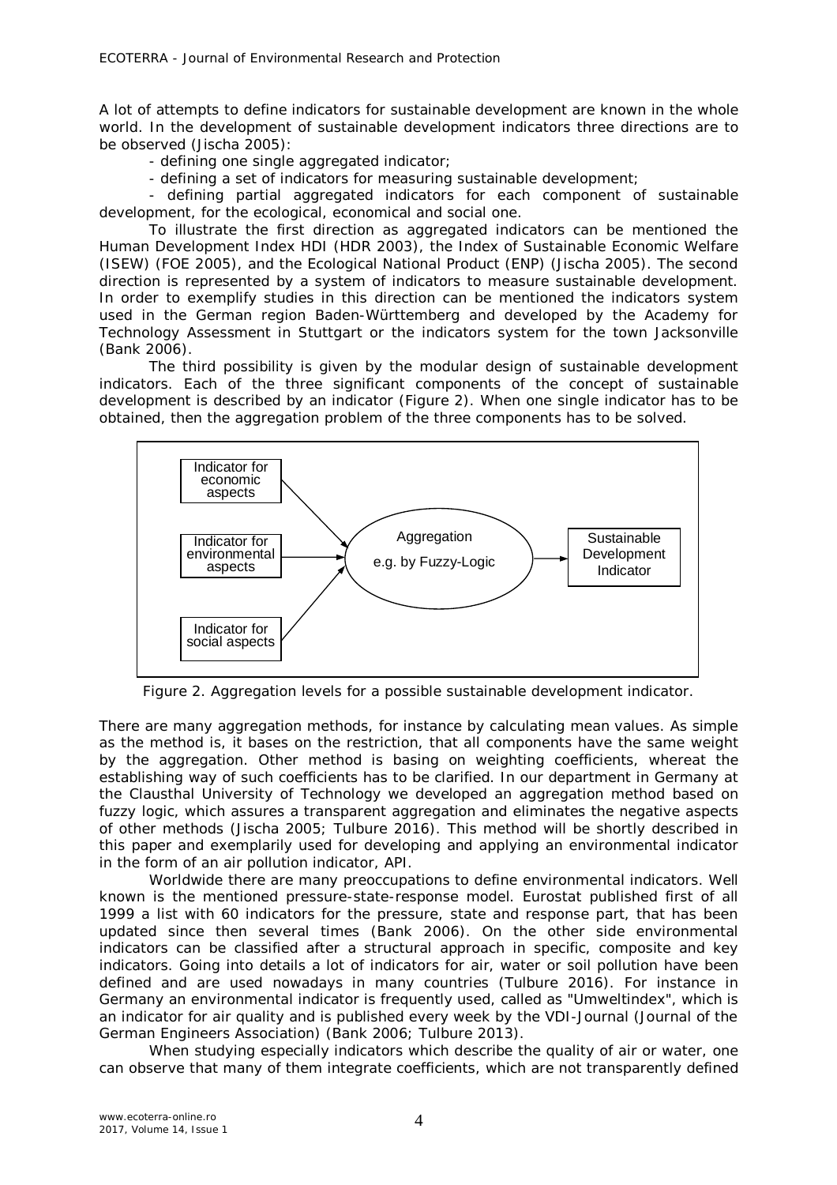A lot of attempts to define indicators for sustainable development are known in the whole world. In the development of sustainable development indicators three directions are to be observed (Jischa 2005):

- defining one single aggregated indicator;
- defining a set of indicators for measuring sustainable development;
- defining partial aggregated indicators for each component of sustainable development, for the ecological, economical and social one.

To illustrate the first direction as aggregated indicators can be mentioned the Human Development Index HDI (HDR 2003), the Index of Sustainable Economic Welfare (ISEW) (FOE 2005), and the Ecological National Product (ENP) (Jischa 2005). The second direction is represented by a system of indicators to measure sustainable development. In order to exemplify studies in this direction can be mentioned the indicators system used in the German region Baden-Württemberg and developed by the Academy for Technology Assessment in Stuttgart or the indicators system for the town Jacksonville (Bank 2006).

The third possibility is given by the modular design of sustainable development indicators. Each of the three significant components of the concept of sustainable development is described by an indicator (Figure 2). When one single indicator has to be obtained, then the aggregation problem of the three components has to be solved.

Indicator for economic aspects → Aggregation e.g. by Fuzzy-Logic
Indicator for environmental aspects → Aggregation e.g. by Fuzzy-Logic
Indicator for social aspects → Aggregation e.g. by Fuzzy-Logic
Aggregation e.g. by Fuzzy-Logic → Sustainable Development Indicator

Figure 2. Aggregation levels for a possible sustainable development indicator.

There are many aggregation methods, for instance by calculating mean values. As simple as the method is, it bases on the restriction, that all components have the same weight by the aggregation. Other method is basing on weighting coefficients, whereat the establishing way of such coefficients has to be clarified. In our department in Germany at the Clausthal University of Technology we developed an aggregation method based on fuzzy logic, which assures a transparent aggregation and eliminates the negative aspects of other methods (Jischa 2005; Tulbure 2016). This method will be shortly described in this paper and exemplarily used for developing and applying an environmental indicator in the form of an air pollution indicator, API.

Worldwide there are many preoccupations to define environmental indicators. Well known is the mentioned pressure-state-response model. Eurostat published first of all 1999 a list with 60 indicators for the pressure, state and response part, that has been updated since then several times (Bank 2006). On the other side environmental indicators can be classified after a structural approach in specific, composite and key indicators. Going into details a lot of indicators for air, water or soil pollution have been defined and are used nowadays in many countries (Tulbure 2016). For instance in Germany an environmental indicator is frequently used, called as "Umweltindex", which is an indicator for air quality and is published every week by the VDI-Journal (Journal of the German Engineers Association) (Bank 2006; Tulbure 2013).

When studying especially indicators which describe the quality of air or water, one can observe that many of them integrate coefficients, which are not transparently defined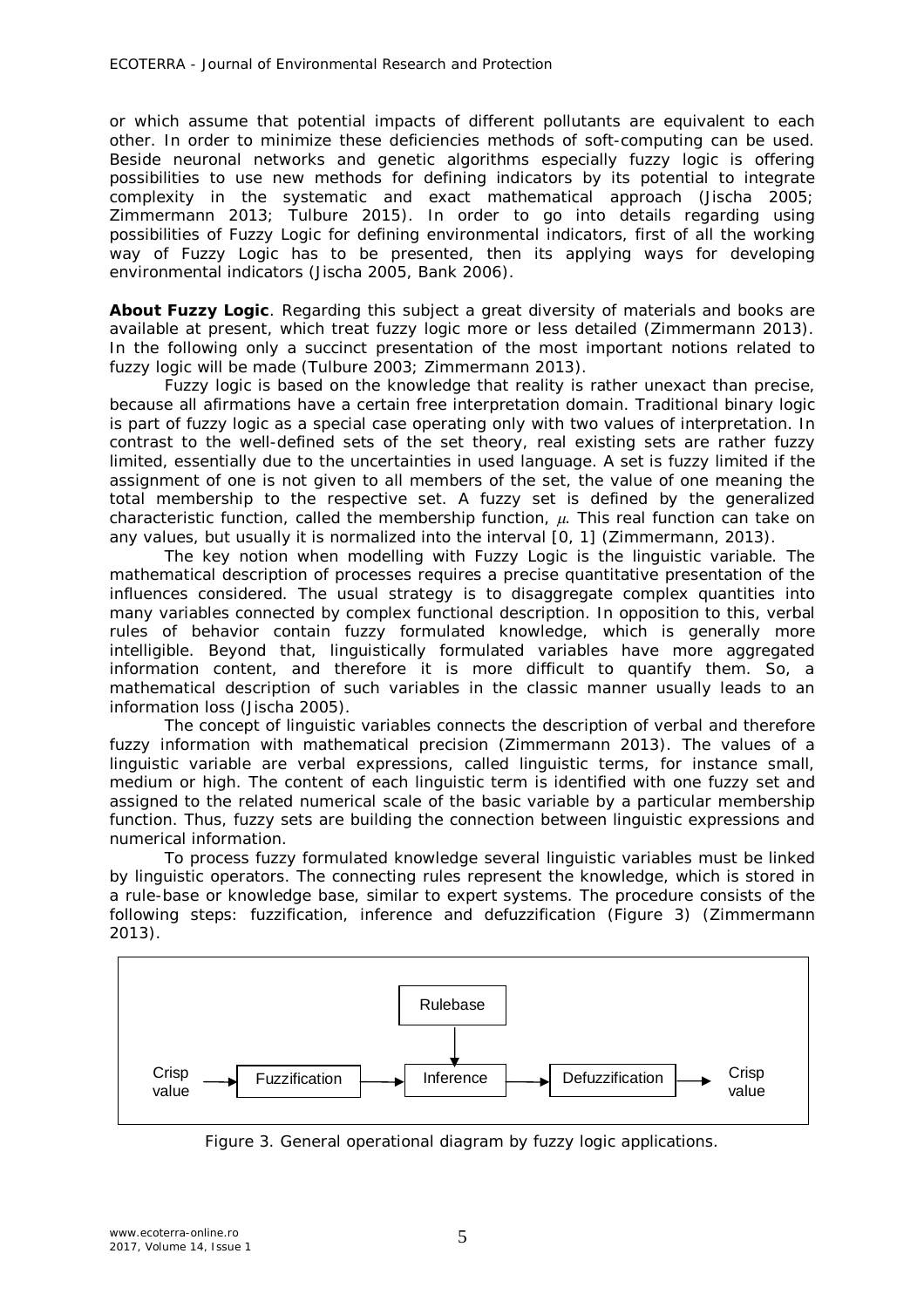or which assume that potential impacts of different pollutants are equivalent to each other. In order to minimize these deficiencies methods of soft-computing can be used. Beside neuronal networks and genetic algorithms especially fuzzy logic is offering possibilities to use new methods for defining indicators by its potential to integrate complexity in the systematic and exact mathematical approach (Jischa 2005; Zimmermann 2013; Tulbure 2015). In order to go into details regarding using possibilities of Fuzzy Logic for defining environmental indicators, first of all the working way of Fuzzy Logic has to be presented, then its applying ways for developing environmental indicators (Jischa 2005, Bank 2006).

**About Fuzzy Logic**. Regarding this subject a great diversity of materials and books are available at present, which treat fuzzy logic more or less detailed (Zimmermann 2013). In the following only a succinct presentation of the most important notions related to fuzzy logic will be made (Tulbure 2003; Zimmermann 2013).

Fuzzy logic is based on the knowledge that reality is rather unexact than precise, because all afirmations have a certain free interpretation domain. Traditional binary logic is part of fuzzy logic as a special case operating only with two values of interpretation. In contrast to the well-defined sets of the set theory, real existing sets are rather fuzzy limited, essentially due to the uncertainties in used language. A set is fuzzy limited if the assignment of one is not given to all members of the set, the value of one meaning the total membership to the respective set. A fuzzy set is defined by the generalized characteristic function, called the membership function, $\mu$. This real function can take on any values, but usually it is normalized into the interval [0, 1] (Zimmermann, 2013).

The key notion when modelling with Fuzzy Logic is the linguistic variable. The mathematical description of processes requires a precise quantitative presentation of the influences considered. The usual strategy is to disaggregate complex quantities into many variables connected by complex functional description. In opposition to this, verbal rules of behavior contain fuzzy formulated knowledge, which is generally more intelligible. Beyond that, linguistically formulated variables have more aggregated information content, and therefore it is more difficult to quantify them. So, a mathematical description of such variables in the classic manner usually leads to an information loss (Jischa 2005).

The concept of linguistic variables connects the description of verbal and therefore fuzzy information with mathematical precision (Zimmermann 2013). The values of a linguistic variable are verbal expressions, called linguistic terms, for instance small, medium or high. The content of each linguistic term is identified with one fuzzy set and assigned to the related numerical scale of the basic variable by a particular membership function. Thus, fuzzy sets are building the connection between linguistic expressions and numerical information.

To process fuzzy formulated knowledge several linguistic variables must be linked by linguistic operators. The connecting rules represent the knowledge, which is stored in a rule-base or knowledge base, similar to expert systems. The procedure consists of the following steps: fuzzification, inference and defuzzification (Figure 3) (Zimmermann 2013).

```
                         Rulebase
                            |
                            v
Crisp value --> Fuzzification --> Inference --> Defuzzification --> Crisp value
```

Figure 3. General operational diagram by fuzzy logic applications.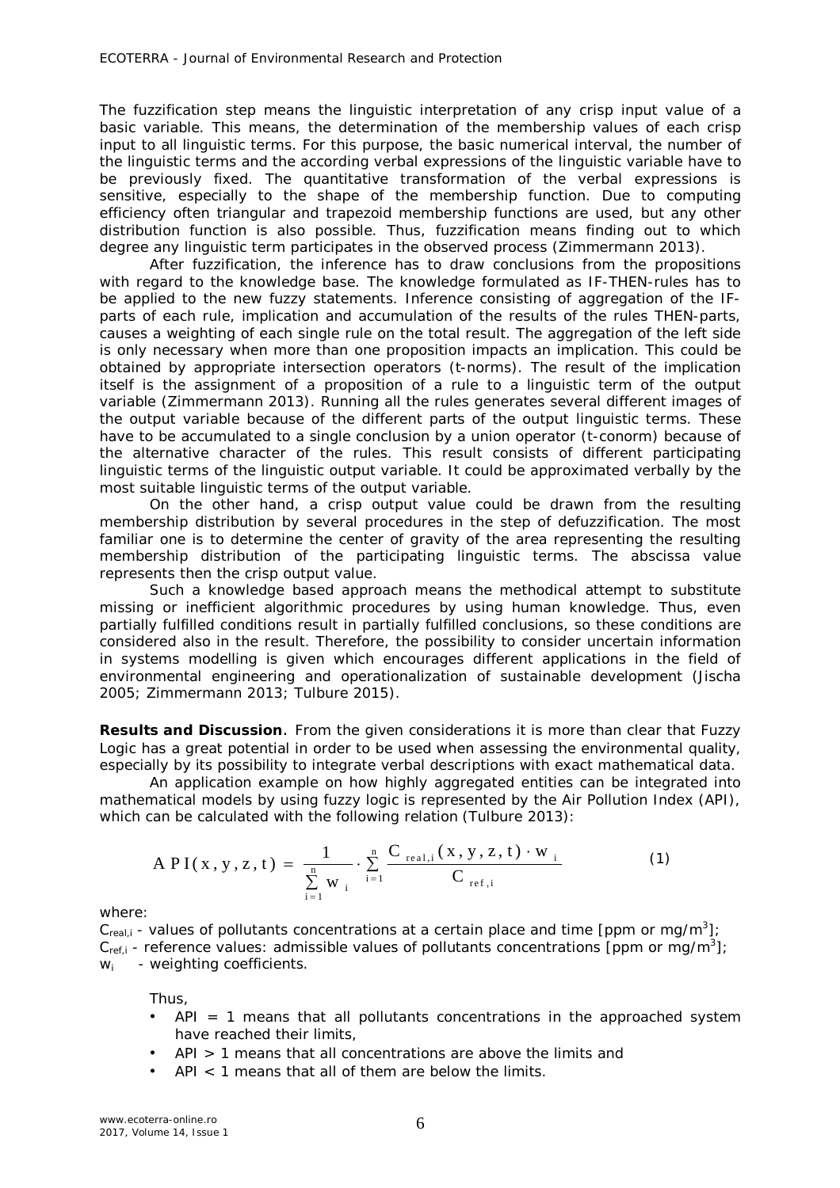The fuzzification step means the linguistic interpretation of any crisp input value of a basic variable. This means, the determination of the membership values of each crisp input to all linguistic terms. For this purpose, the basic numerical interval, the number of the linguistic terms and the according verbal expressions of the linguistic variable have to be previously fixed. The quantitative transformation of the verbal expressions is sensitive, especially to the shape of the membership function. Due to computing efficiency often triangular and trapezoid membership functions are used, but any other distribution function is also possible. Thus, fuzzification means finding out to which degree any linguistic term participates in the observed process (Zimmermann 2013).

After fuzzification, the inference has to draw conclusions from the propositions with regard to the knowledge base. The knowledge formulated as IF-THEN-rules has to be applied to the new fuzzy statements. Inference consisting of aggregation of the IF-parts of each rule, implication and accumulation of the results of the rules THEN-parts, causes a weighting of each single rule on the total result. The aggregation of the left side is only necessary when more than one proposition impacts an implication. This could be obtained by appropriate intersection operators (t-norms). The result of the implication itself is the assignment of a proposition of a rule to a linguistic term of the output variable (Zimmermann 2013). Running all the rules generates several different images of the output variable because of the different parts of the output linguistic terms. These have to be accumulated to a single conclusion by a union operator (t-conorm) because of the alternative character of the rules. This result consists of different participating linguistic terms of the linguistic output variable. It could be approximated verbally by the most suitable linguistic terms of the output variable.

On the other hand, a crisp output value could be drawn from the resulting membership distribution by several procedures in the step of defuzzification. The most familiar one is to determine the center of gravity of the area representing the resulting membership distribution of the participating linguistic terms. The abscissa value represents then the crisp output value.

Such a knowledge based approach means the methodical attempt to substitute missing or inefficient algorithmic procedures by using human knowledge. Thus, even partially fulfilled conditions result in partially fulfilled conclusions, so these conditions are considered also in the result. Therefore, the possibility to consider uncertain information in systems modelling is given which encourages different applications in the field of environmental engineering and operationalization of sustainable development (Jischa 2005; Zimmermann 2013; Tulbure 2015).

**Results and Discussion**. From the given considerations it is more than clear that Fuzzy Logic has a great potential in order to be used when assessing the environmental quality, especially by its possibility to integrate verbal descriptions with exact mathematical data.

An application example on how highly aggregated entities can be integrated into mathematical models by using fuzzy logic is represented by the Air Pollution Index (API), which can be calculated with the following relation (Tulbure 2013):

$$API(x,y,z,t) = \frac{1}{\sum_{i=1}^{n} w_i} \cdot \sum_{i=1}^{n} \frac{C_{real,i}(x,y,z,t) \cdot w_i}{C_{ref,i}} \qquad (1)$$

where:

$C_{real,i}$ - values of pollutants concentrations at a certain place and time [ppm or $mg/m^3$];
$C_{ref,i}$ - reference values: admissible values of pollutants concentrations [ppm or $mg/m^3$];
$w_i$ - weighting coefficients.

Thus,

- API = 1 means that all pollutants concentrations in the approached system have reached their limits,
- API > 1 means that all concentrations are above the limits and
- API < 1 means that all of them are below the limits.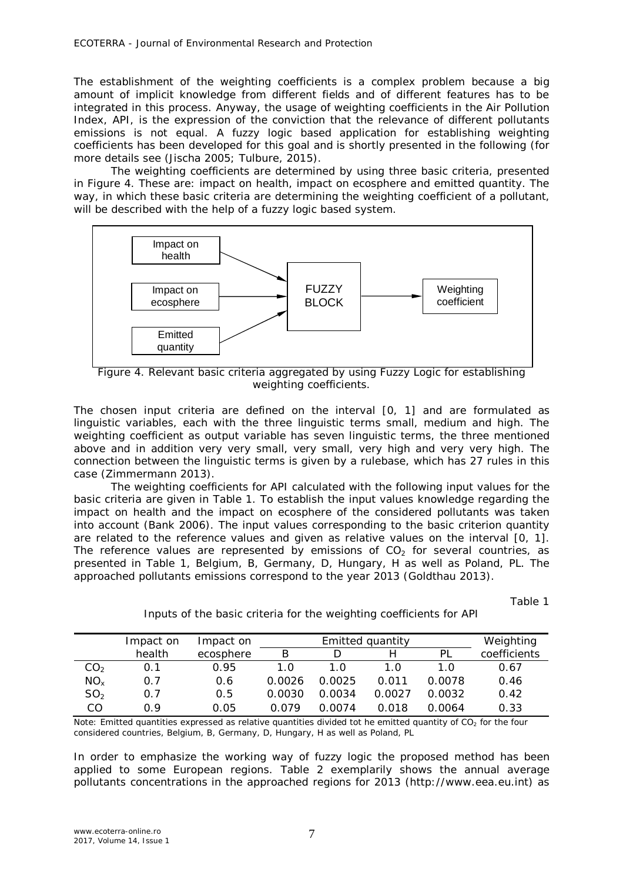The establishment of the weighting coefficients is a complex problem because a big amount of implicit knowledge from different fields and of different features has to be integrated in this process. Anyway, the usage of weighting coefficients in the Air Pollution Index, API, is the expression of the conviction that the relevance of different pollutants emissions is not equal. A fuzzy logic based application for establishing weighting coefficients has been developed for this goal and is shortly presented in the following (for more details see (Jischa 2005; Tulbure, 2015).

The weighting coefficients are determined by using three basic criteria, presented in Figure 4. These are: impact on health, impact on ecosphere and emitted quantity. The way, in which these basic criteria are determining the weighting coefficient of a pollutant, will be described with the help of a fuzzy logic based system.

Impact on health → FUZZY BLOCK
Impact on ecosphere → FUZZY BLOCK
Emitted quantity → FUZZY BLOCK
FUZZY BLOCK → Weighting coefficient

*Figure 4. Relevant basic criteria aggregated by using Fuzzy Logic for establishing weighting coefficients.*

The chosen input criteria are defined on the interval [0, 1] and are formulated as linguistic variables, each with the three linguistic terms small, medium and high. The weighting coefficient as output variable has seven linguistic terms, the three mentioned above and in addition very very small, very small, very high and very very high. The connection between the linguistic terms is given by a rulebase, which has 27 rules in this case (Zimmermann 2013).

The weighting coefficients for API calculated with the following input values for the basic criteria are given in Table 1. To establish the input values knowledge regarding the impact on health and the impact on ecosphere of the considered pollutants was taken into account (Bank 2006). The input values corresponding to the basic criterion quantity are related to the reference values and given as relative values on the interval [0, 1]. The reference values are represented by emissions of $CO_2$ for several countries, as presented in Table 1, Belgium, B, Germany, D, Hungary, H as well as Poland, PL. The approached pollutants emissions correspond to the year 2013 (Goldthau 2013).

Table 1

Inputs of the basic criteria for the weighting coefficients for API

| | Impact on health | Impact on ecosphere | Emitted quantity | | | | Weighting coefficients |
|---|---|---|---|---|---|---|---|
| | | | B | D | H | PL | |
| $CO_2$ | 0.1 | 0.95 | 1.0 | 1.0 | 1.0 | 1.0 | 0.67 |
| $NO_x$ | 0.7 | 0.6 | 0.0026 | 0.0025 | 0.011 | 0.0078 | 0.46 |
| $SO_2$ | 0.7 | 0.5 | 0.0030 | 0.0034 | 0.0027 | 0.0032 | 0.42 |
| CO | 0.9 | 0.05 | 0.079 | 0.0074 | 0.018 | 0.0064 | 0.33 |

Note: Emitted quantities expressed as relative quantities divided tot he emitted quantity of $CO_2$ for the four considered countries, Belgium, B, Germany, D, Hungary, H as well as Poland, PL

In order to emphasize the working way of fuzzy logic the proposed method has been applied to some European regions. Table 2 exemplarily shows the annual average pollutants concentrations in the approached regions for 2013 (http://www.eea.eu.int) as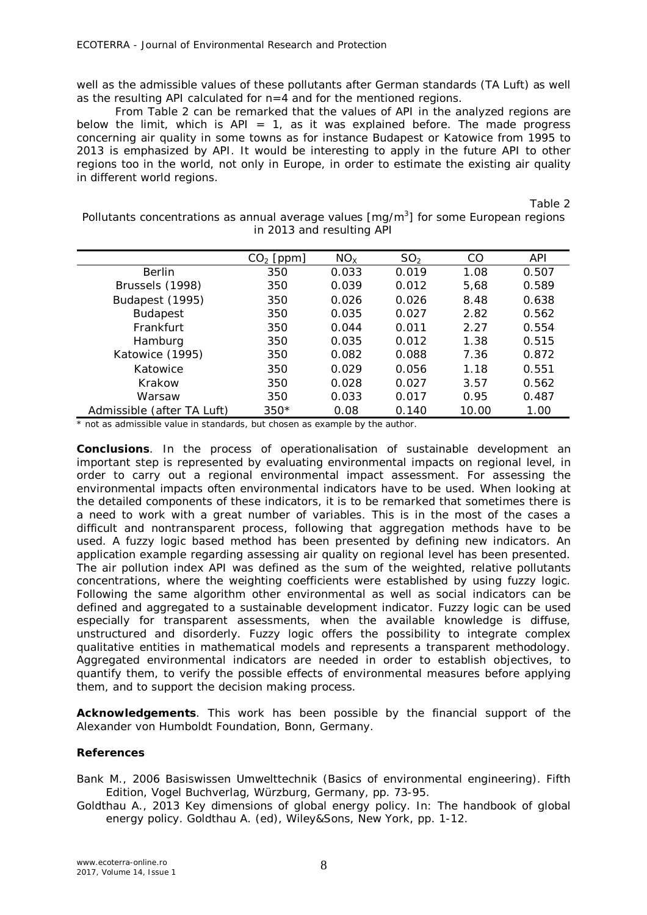well as the admissible values of these pollutants after German standards (TA Luft) as well as the resulting API calculated for n=4 and for the mentioned regions.

From Table 2 can be remarked that the values of API in the analyzed regions are below the limit, which is API = 1, as it was explained before. The made progress concerning air quality in some towns as for instance Budapest or Katowice from 1995 to 2013 is emphasized by API. It would be interesting to apply in the future API to other regions too in the world, not only in Europe, in order to estimate the existing air quality in different world regions.

Table 2

Pollutants concentrations as annual average values [mg/m$^3$] for some European regions in 2013 and resulting API

| | $CO_2$ [ppm] | $NO_X$ | $SO_2$ | CO | API |
|---|---|---|---|---|---|
| Berlin | 350 | 0.033 | 0.019 | 1.08 | 0.507 |
| Brussels (1998) | 350 | 0.039 | 0.012 | 5,68 | 0.589 |
| Budapest (1995) | 350 | 0.026 | 0.026 | 8.48 | 0.638 |
| Budapest | 350 | 0.035 | 0.027 | 2.82 | 0.562 |
| Frankfurt | 350 | 0.044 | 0.011 | 2.27 | 0.554 |
| Hamburg | 350 | 0.035 | 0.012 | 1.38 | 0.515 |
| Katowice (1995) | 350 | 0.082 | 0.088 | 7.36 | 0.872 |
| Katowice | 350 | 0.029 | 0.056 | 1.18 | 0.551 |
| Krakow | 350 | 0.028 | 0.027 | 3.57 | 0.562 |
| Warsaw | 350 | 0.033 | 0.017 | 0.95 | 0.487 |
| Admissible (after TA Luft) | 350* | 0.08 | 0.140 | 10.00 | 1.00 |

\* not as admissible value in standards, but chosen as example by the author.

**Conclusions**. In the process of operationalisation of sustainable development an important step is represented by evaluating environmental impacts on regional level, in order to carry out a regional environmental impact assessment. For assessing the environmental impacts often environmental indicators have to be used. When looking at the detailed components of these indicators, it is to be remarked that sometimes there is a need to work with a great number of variables. This is in the most of the cases a difficult and nontransparent process, following that aggregation methods have to be used. A fuzzy logic based method has been presented by defining new indicators. An application example regarding assessing air quality on regional level has been presented. The air pollution index API was defined as the sum of the weighted, relative pollutants concentrations, where the weighting coefficients were established by using fuzzy logic. Following the same algorithm other environmental as well as social indicators can be defined and aggregated to a sustainable development indicator. Fuzzy logic can be used especially for transparent assessments, when the available knowledge is diffuse, unstructured and disorderly. Fuzzy logic offers the possibility to integrate complex qualitative entities in mathematical models and represents a transparent methodology. Aggregated environmental indicators are needed in order to establish objectives, to quantify them, to verify the possible effects of environmental measures before applying them, and to support the decision making process.

**Acknowledgements**. This work has been possible by the financial support of the Alexander von Humboldt Foundation, Bonn, Germany.

**References**

Bank M., 2006 Basiswissen Umwelttechnik (Basics of environmental engineering). Fifth Edition, Vogel Buchverlag, Würzburg, Germany, pp. 73-95.

Goldthau A., 2013 Key dimensions of global energy policy. In: The handbook of global energy policy. Goldthau A. (ed), Wiley&Sons, New York, pp. 1-12.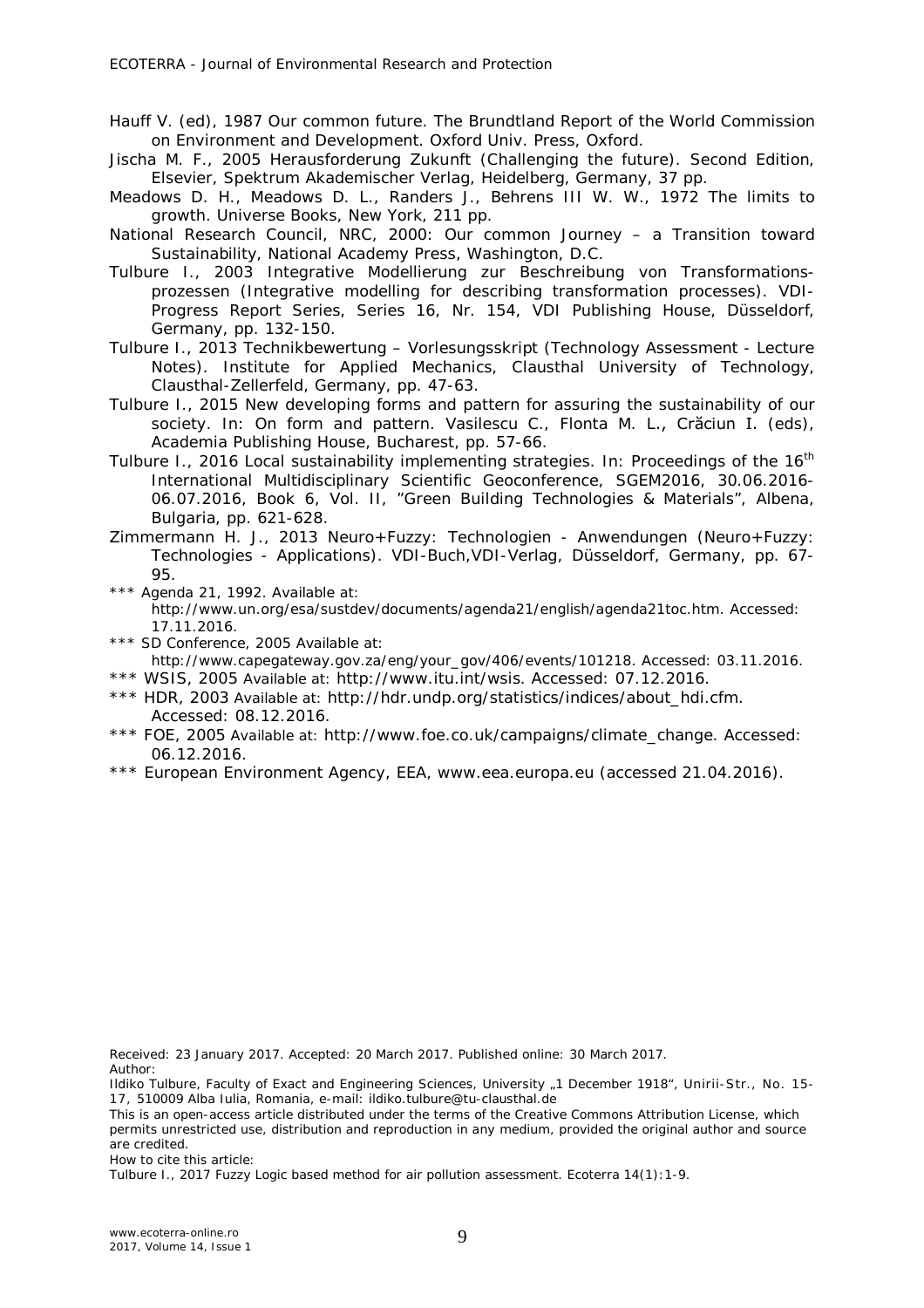Hauff V. (ed), 1987 Our common future. The Brundtland Report of the World Commission on Environment and Development. Oxford Univ. Press, Oxford.

Jischa M. F., 2005 Herausforderung Zukunft (Challenging the future). Second Edition, Elsevier, Spektrum Akademischer Verlag, Heidelberg, Germany, 37 pp.

Meadows D. H., Meadows D. L., Randers J., Behrens III W. W., 1972 The limits to growth. Universe Books, New York, 211 pp.

National Research Council, NRC, 2000: Our common Journey – a Transition toward Sustainability, National Academy Press, Washington, D.C.

Tulbure I., 2003 Integrative Modellierung zur Beschreibung von Transformationsprozessen (Integrative modelling for describing transformation processes). VDI-Progress Report Series, Series 16, Nr. 154, VDI Publishing House, Düsseldorf, Germany, pp. 132-150.

Tulbure I., 2013 Technikbewertung – Vorlesungsskript (Technology Assessment - Lecture Notes). Institute for Applied Mechanics, Clausthal University of Technology, Clausthal-Zellerfeld, Germany, pp. 47-63.

Tulbure I., 2015 New developing forms and pattern for assuring the sustainability of our society. In: On form and pattern. Vasilescu C., Flonta M. L., Crăciun I. (eds), Academia Publishing House, Bucharest, pp. 57-66.

Tulbure I., 2016 Local sustainability implementing strategies. In: Proceedings of the 16th International Multidisciplinary Scientific Geoconference, SGEM2016, 30.06.2016-06.07.2016, Book 6, Vol. II, "Green Building Technologies & Materials", Albena, Bulgaria, pp. 621-628.

Zimmermann H. J., 2013 Neuro+Fuzzy: Technologien - Anwendungen (Neuro+Fuzzy: Technologies - Applications). VDI-Buch,VDI-Verlag, Düsseldorf, Germany, pp. 67-95.

*** Agenda 21, 1992. Available at: http://www.un.org/esa/sustdev/documents/agenda21/english/agenda21toc.htm. Accessed: 17.11.2016.

*** SD Conference, 2005 Available at: http://www.capegateway.gov.za/eng/your_gov/406/events/101218. Accessed: 03.11.2016.

*** WSIS, 2005 Available at: http://www.itu.int/wsis. Accessed: 07.12.2016.

*** HDR, 2003 Available at: http://hdr.undp.org/statistics/indices/about_hdi.cfm. Accessed: 08.12.2016.

*** FOE, 2005 Available at: http://www.foe.co.uk/campaigns/climate_change. Accessed: 06.12.2016.

*** European Environment Agency, EEA, www.eea.europa.eu (accessed 21.04.2016).

Received: 23 January 2017. Accepted: 20 March 2017. Published online: 30 March 2017.
Author:
Ildiko Tulbure, Faculty of Exact and Engineering Sciences, University „1 December 1918", Unirii-Str., No. 15-17, 510009 Alba Iulia, Romania, e-mail: ildiko.tulbure@tu-clausthal.de
This is an open-access article distributed under the terms of the Creative Commons Attribution License, which permits unrestricted use, distribution and reproduction in any medium, provided the original author and source are credited.
How to cite this article:
Tulbure I., 2017 Fuzzy Logic based method for air pollution assessment. Ecoterra 14(1):1-9.